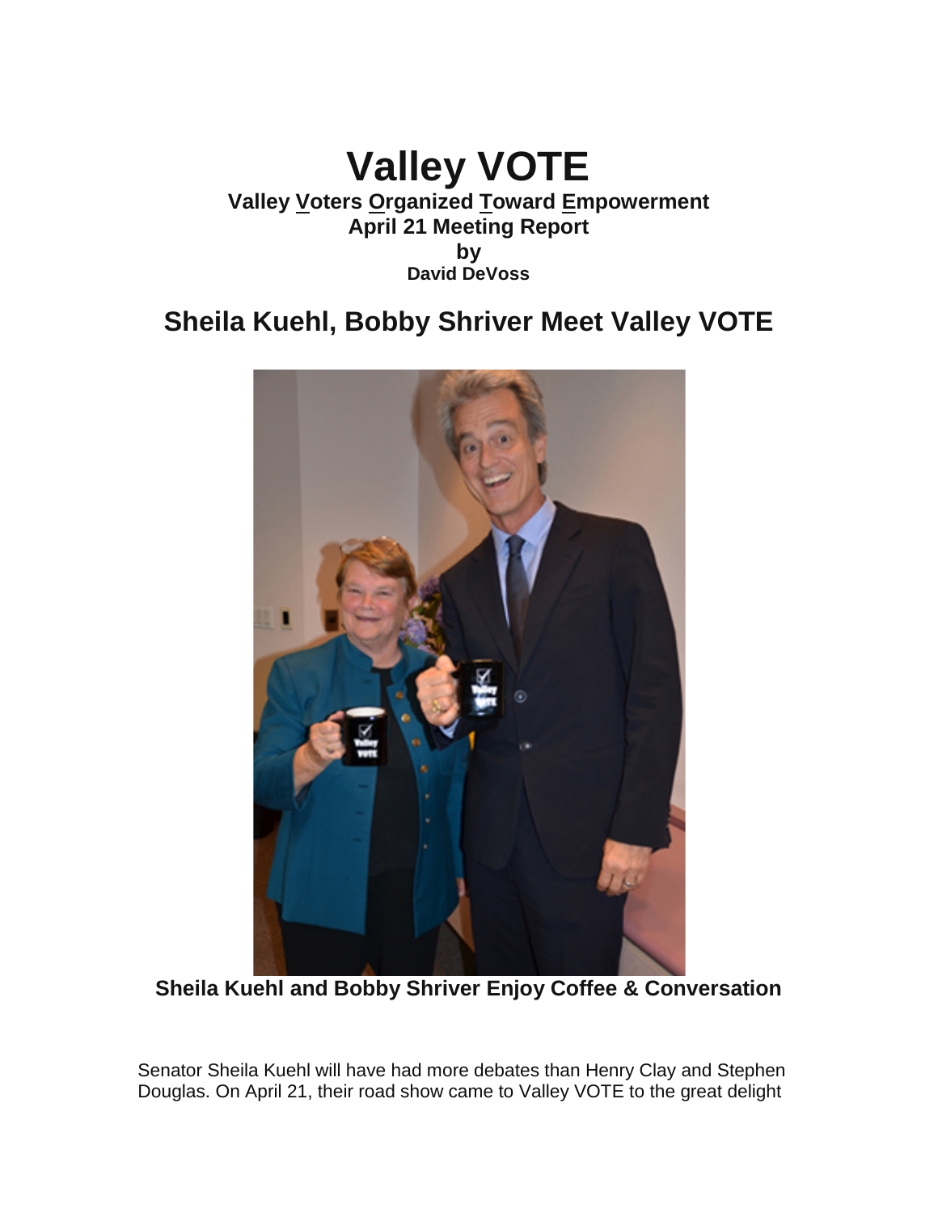# Valley VOTE

**Valley <u>V</u>oters <u>O</u>rganized <u>T</u>oward <u>E</u>mpowerment**
**April 21 Meeting Report**
**by**
**David DeVoss**

## Sheila Kuehl, Bobby Shriver Meet Valley VOTE

**Sheila Kuehl and Bobby Shriver Enjoy Coffee & Conversation**

Senator Sheila Kuehl will have had more debates than Henry Clay and Stephen Douglas. On April 21, their road show came to Valley VOTE to the great delight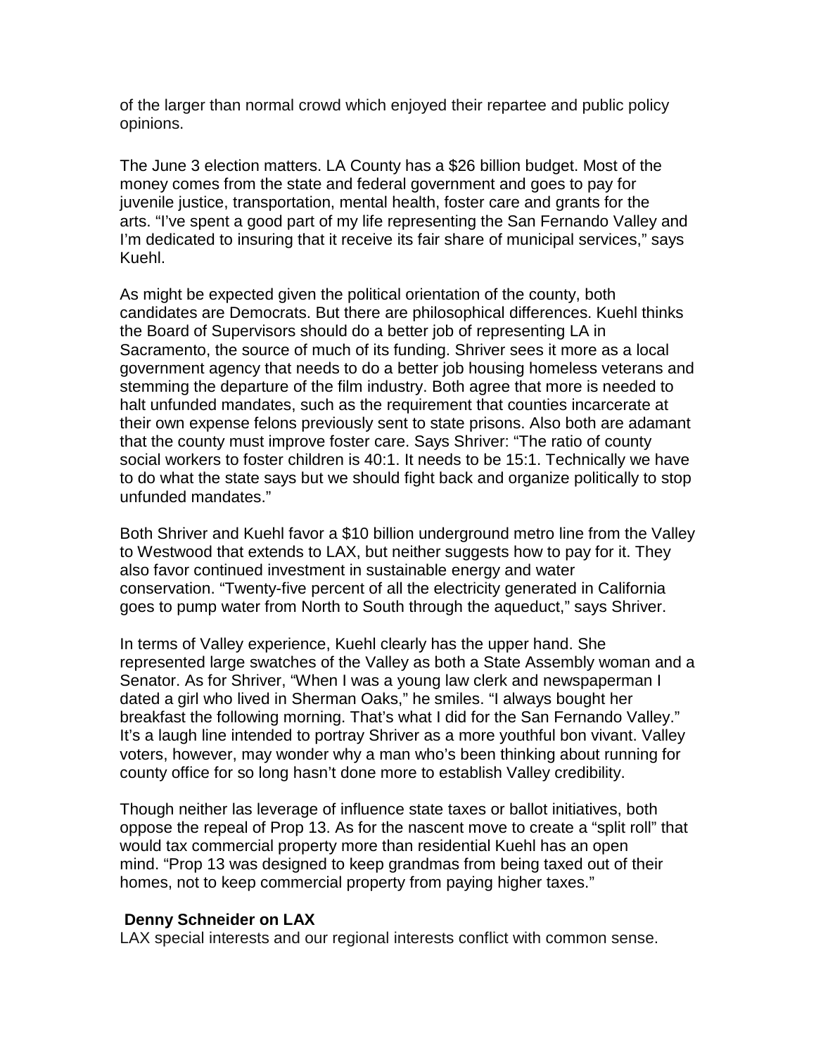of the larger than normal crowd which enjoyed their repartee and public policy opinions.

The June 3 election matters. LA County has a $26 billion budget. Most of the money comes from the state and federal government and goes to pay for juvenile justice, transportation, mental health, foster care and grants for the arts. "I've spent a good part of my life representing the San Fernando Valley and I'm dedicated to insuring that it receive its fair share of municipal services," says Kuehl.

As might be expected given the political orientation of the county, both candidates are Democrats. But there are philosophical differences. Kuehl thinks the Board of Supervisors should do a better job of representing LA in Sacramento, the source of much of its funding. Shriver sees it more as a local government agency that needs to do a better job housing homeless veterans and stemming the departure of the film industry. Both agree that more is needed to halt unfunded mandates, such as the requirement that counties incarcerate at their own expense felons previously sent to state prisons. Also both are adamant that the county must improve foster care. Says Shriver: "The ratio of county social workers to foster children is 40:1. It needs to be 15:1. Technically we have to do what the state says but we should fight back and organize politically to stop unfunded mandates."

Both Shriver and Kuehl favor a $10 billion underground metro line from the Valley to Westwood that extends to LAX, but neither suggests how to pay for it. They also favor continued investment in sustainable energy and water conservation. "Twenty-five percent of all the electricity generated in California goes to pump water from North to South through the aqueduct," says Shriver.

In terms of Valley experience, Kuehl clearly has the upper hand. She represented large swatches of the Valley as both a State Assembly woman and a Senator. As for Shriver, "When I was a young law clerk and newspaperman I dated a girl who lived in Sherman Oaks," he smiles. "I always bought her breakfast the following morning. That's what I did for the San Fernando Valley." It's a laugh line intended to portray Shriver as a more youthful bon vivant. Valley voters, however, may wonder why a man who's been thinking about running for county office for so long hasn't done more to establish Valley credibility.

Though neither las leverage of influence state taxes or ballot initiatives, both oppose the repeal of Prop 13. As for the nascent move to create a "split roll" that would tax commercial property more than residential Kuehl has an open mind. "Prop 13 was designed to keep grandmas from being taxed out of their homes, not to keep commercial property from paying higher taxes."

**Denny Schneider on LAX**

LAX special interests and our regional interests conflict with common sense.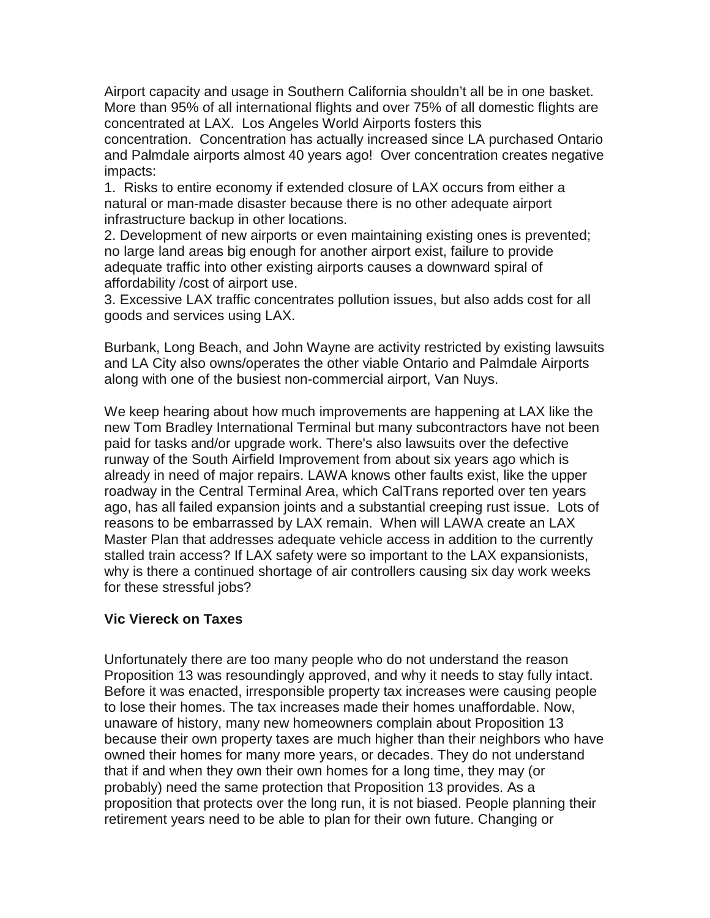Airport capacity and usage in Southern California shouldn't all be in one basket. More than 95% of all international flights and over 75% of all domestic flights are concentrated at LAX. Los Angeles World Airports fosters this concentration. Concentration has actually increased since LA purchased Ontario and Palmdale airports almost 40 years ago! Over concentration creates negative impacts:

1. Risks to entire economy if extended closure of LAX occurs from either a natural or man-made disaster because there is no other adequate airport infrastructure backup in other locations.
2. Development of new airports or even maintaining existing ones is prevented; no large land areas big enough for another airport exist, failure to provide adequate traffic into other existing airports causes a downward spiral of affordability /cost of airport use.
3. Excessive LAX traffic concentrates pollution issues, but also adds cost for all goods and services using LAX.

Burbank, Long Beach, and John Wayne are activity restricted by existing lawsuits and LA City also owns/operates the other viable Ontario and Palmdale Airports along with one of the busiest non-commercial airport, Van Nuys.

We keep hearing about how much improvements are happening at LAX like the new Tom Bradley International Terminal but many subcontractors have not been paid for tasks and/or upgrade work. There's also lawsuits over the defective runway of the South Airfield Improvement from about six years ago which is already in need of major repairs. LAWA knows other faults exist, like the upper roadway in the Central Terminal Area, which CalTrans reported over ten years ago, has all failed expansion joints and a substantial creeping rust issue. Lots of reasons to be embarrassed by LAX remain. When will LAWA create an LAX Master Plan that addresses adequate vehicle access in addition to the currently stalled train access? If LAX safety were so important to the LAX expansionists, why is there a continued shortage of air controllers causing six day work weeks for these stressful jobs?

**Vic Viereck on Taxes**

Unfortunately there are too many people who do not understand the reason Proposition 13 was resoundingly approved, and why it needs to stay fully intact. Before it was enacted, irresponsible property tax increases were causing people to lose their homes. The tax increases made their homes unaffordable. Now, unaware of history, many new homeowners complain about Proposition 13 because their own property taxes are much higher than their neighbors who have owned their homes for many more years, or decades. They do not understand that if and when they own their own homes for a long time, they may (or probably) need the same protection that Proposition 13 provides. As a proposition that protects over the long run, it is not biased. People planning their retirement years need to be able to plan for their own future. Changing or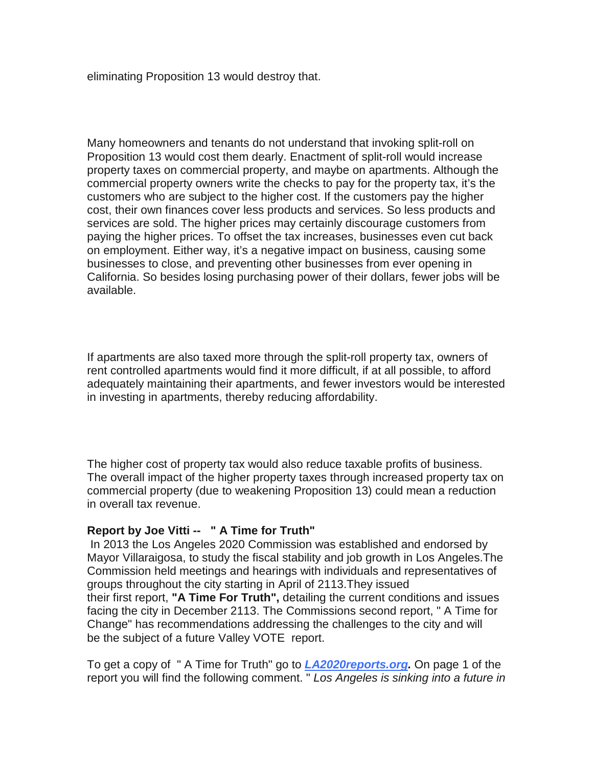eliminating Proposition 13 would destroy that.

Many homeowners and tenants do not understand that invoking split-roll on Proposition 13 would cost them dearly. Enactment of split-roll would increase property taxes on commercial property, and maybe on apartments. Although the commercial property owners write the checks to pay for the property tax, it's the customers who are subject to the higher cost. If the customers pay the higher cost, their own finances cover less products and services. So less products and services are sold. The higher prices may certainly discourage customers from paying the higher prices. To offset the tax increases, businesses even cut back on employment. Either way, it's a negative impact on business, causing some businesses to close, and preventing other businesses from ever opening in California. So besides losing purchasing power of their dollars, fewer jobs will be available.

If apartments are also taxed more through the split-roll property tax, owners of rent controlled apartments would find it more difficult, if at all possible, to afford adequately maintaining their apartments, and fewer investors would be interested in investing in apartments, thereby reducing affordability.

The higher cost of property tax would also reduce taxable profits of business. The overall impact of the higher property taxes through increased property tax on commercial property (due to weakening Proposition 13) could mean a reduction in overall tax revenue.

**Report by Joe Vitti -- " A Time for Truth"**

In 2013 the Los Angeles 2020 Commission was established and endorsed by Mayor Villaraigosa, to study the fiscal stability and job growth in Los Angeles.The Commission held meetings and hearings with individuals and representatives of groups throughout the city starting in April of 2113.They issued their first report, **"A Time For Truth",** detailing the current conditions and issues facing the city in December 2113. The Commissions second report, " A Time for Change" has recommendations addressing the challenges to the city and will be the subject of a future Valley VOTE report.

To get a copy of " A Time for Truth" go to ***LA2020reports.org.*** On page 1 of the report you will find the following comment. " *Los Angeles is sinking into a future in*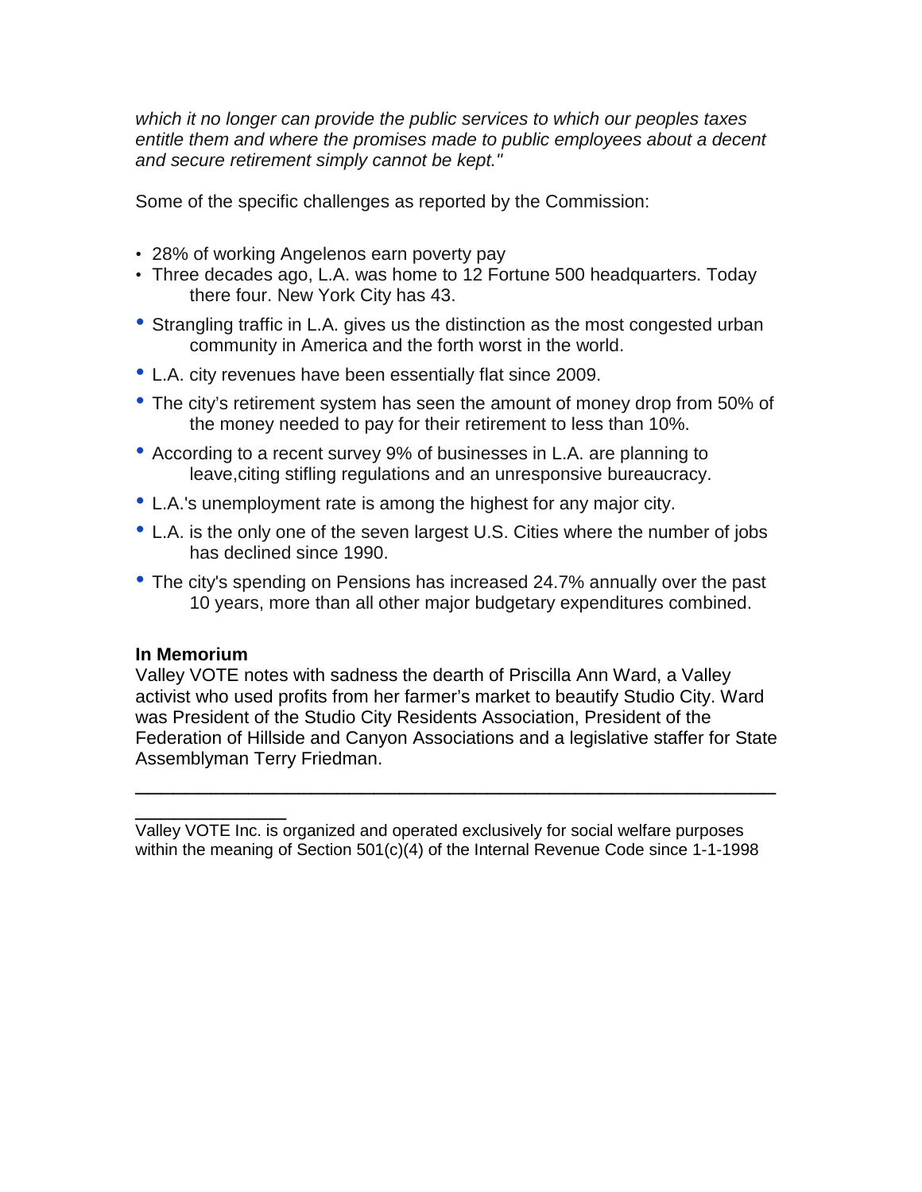*which it no longer can provide the public services to which our peoples taxes entitle them and where the promises made to public employees about a decent and secure retirement simply cannot be kept."*

Some of the specific challenges as reported by the Commission:

- 28% of working Angelenos earn poverty pay
- Three decades ago, L.A. was home to 12 Fortune 500 headquarters. Today there four. New York City has 43.
- Strangling traffic in L.A. gives us the distinction as the most congested urban community in America and the forth worst in the world.
- L.A. city revenues have been essentially flat since 2009.
- The city's retirement system has seen the amount of money drop from 50% of the money needed to pay for their retirement to less than 10%.
- According to a recent survey 9% of businesses in L.A. are planning to leave,citing stifling regulations and an unresponsive bureaucracy.
- L.A.'s unemployment rate is among the highest for any major city.
- L.A. is the only one of the seven largest U.S. Cities where the number of jobs has declined since 1990.
- The city's spending on Pensions has increased 24.7% annually over the past 10 years, more than all other major budgetary expenditures combined.

**In Memorium**

Valley VOTE notes with sadness the dearth of Priscilla Ann Ward, a Valley activist who used profits from her farmer's market to beautify Studio City. Ward was President of the Studio City Residents Association, President of the Federation of Hillside and Canyon Associations and a legislative staffer for State Assemblyman Terry Friedman.

---

Valley VOTE Inc. is organized and operated exclusively for social welfare purposes within the meaning of Section 501(c)(4) of the Internal Revenue Code since 1-1-1998